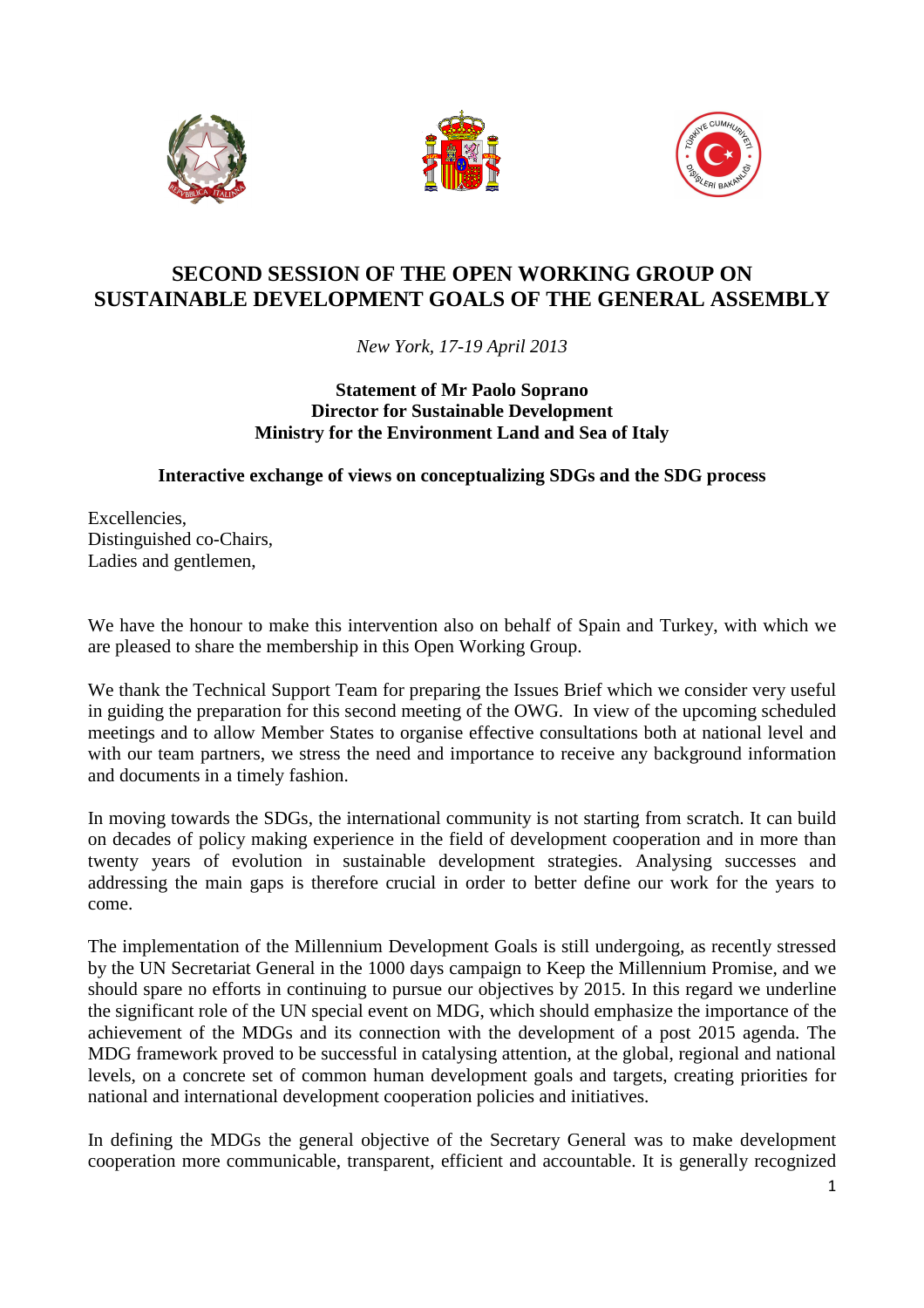# SECOND SESSION OF THE OPEN WORKING GROUP ON SUSTAINABLE DEVELOPMENT GOALS OF THE GENERAL ASSEMBLY

*New York, 17-19 April 2013*

**Statement of Mr Paolo Soprano**
**Director for Sustainable Development**
**Ministry for the Environment Land and Sea of Italy**

**Interactive exchange of views on conceptualizing SDGs and the SDG process**

Excellencies,
Distinguished co-Chairs,
Ladies and gentlemen,

We have the honour to make this intervention also on behalf of Spain and Turkey, with which we are pleased to share the membership in this Open Working Group.

We thank the Technical Support Team for preparing the Issues Brief which we consider very useful in guiding the preparation for this second meeting of the OWG. In view of the upcoming scheduled meetings and to allow Member States to organise effective consultations both at national level and with our team partners, we stress the need and importance to receive any background information and documents in a timely fashion.

In moving towards the SDGs, the international community is not starting from scratch. It can build on decades of policy making experience in the field of development cooperation and in more than twenty years of evolution in sustainable development strategies. Analysing successes and addressing the main gaps is therefore crucial in order to better define our work for the years to come.

The implementation of the Millennium Development Goals is still undergoing, as recently stressed by the UN Secretariat General in the 1000 days campaign to Keep the Millennium Promise, and we should spare no efforts in continuing to pursue our objectives by 2015. In this regard we underline the significant role of the UN special event on MDG, which should emphasize the importance of the achievement of the MDGs and its connection with the development of a post 2015 agenda. The MDG framework proved to be successful in catalysing attention, at the global, regional and national levels, on a concrete set of common human development goals and targets, creating priorities for national and international development cooperation policies and initiatives.

In defining the MDGs the general objective of the Secretary General was to make development cooperation more communicable, transparent, efficient and accountable. It is generally recognized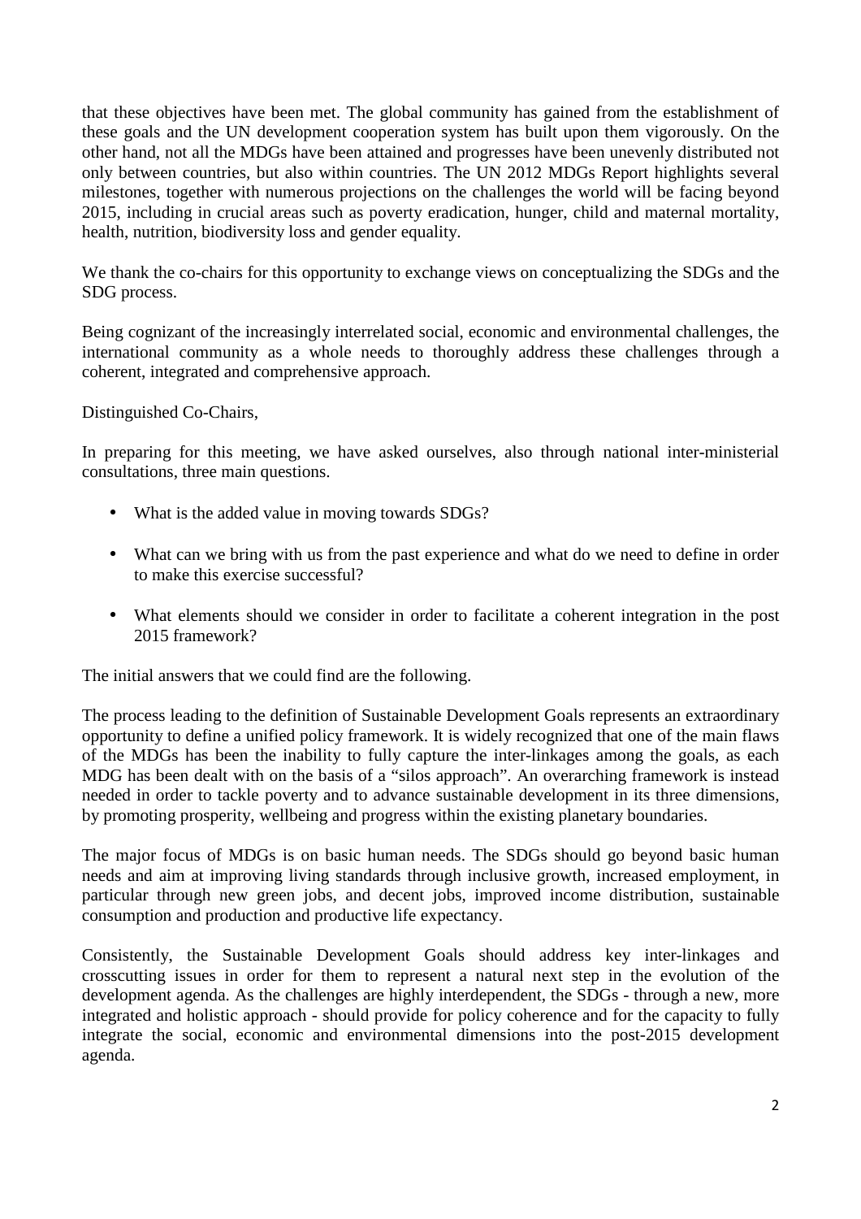that these objectives have been met. The global community has gained from the establishment of these goals and the UN development cooperation system has built upon them vigorously. On the other hand, not all the MDGs have been attained and progresses have been unevenly distributed not only between countries, but also within countries. The UN 2012 MDGs Report highlights several milestones, together with numerous projections on the challenges the world will be facing beyond 2015, including in crucial areas such as poverty eradication, hunger, child and maternal mortality, health, nutrition, biodiversity loss and gender equality.

We thank the co-chairs for this opportunity to exchange views on conceptualizing the SDGs and the SDG process.

Being cognizant of the increasingly interrelated social, economic and environmental challenges, the international community as a whole needs to thoroughly address these challenges through a coherent, integrated and comprehensive approach.

Distinguished Co-Chairs,

In preparing for this meeting, we have asked ourselves, also through national inter-ministerial consultations, three main questions.

- What is the added value in moving towards SDGs?
- What can we bring with us from the past experience and what do we need to define in order to make this exercise successful?
- What elements should we consider in order to facilitate a coherent integration in the post 2015 framework?

The initial answers that we could find are the following.

The process leading to the definition of Sustainable Development Goals represents an extraordinary opportunity to define a unified policy framework. It is widely recognized that one of the main flaws of the MDGs has been the inability to fully capture the inter-linkages among the goals, as each MDG has been dealt with on the basis of a "silos approach". An overarching framework is instead needed in order to tackle poverty and to advance sustainable development in its three dimensions, by promoting prosperity, wellbeing and progress within the existing planetary boundaries.

The major focus of MDGs is on basic human needs. The SDGs should go beyond basic human needs and aim at improving living standards through inclusive growth, increased employment, in particular through new green jobs, and decent jobs, improved income distribution, sustainable consumption and production and productive life expectancy.

Consistently, the Sustainable Development Goals should address key inter-linkages and crosscutting issues in order for them to represent a natural next step in the evolution of the development agenda. As the challenges are highly interdependent, the SDGs - through a new, more integrated and holistic approach - should provide for policy coherence and for the capacity to fully integrate the social, economic and environmental dimensions into the post-2015 development agenda.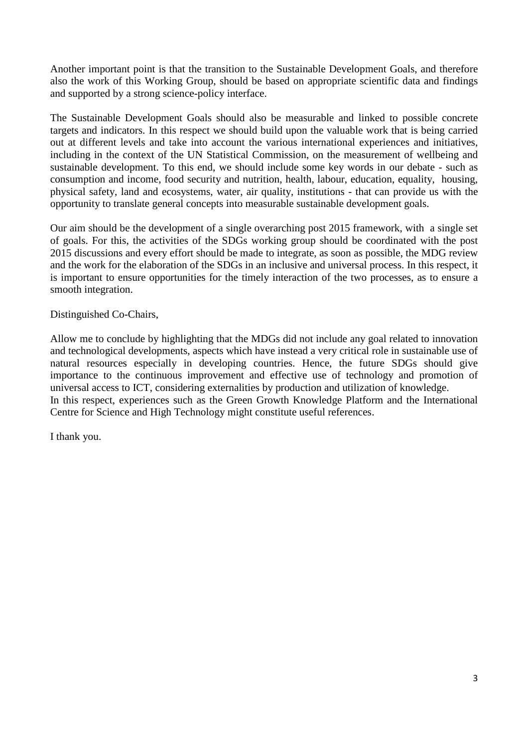Another important point is that the transition to the Sustainable Development Goals, and therefore also the work of this Working Group, should be based on appropriate scientific data and findings and supported by a strong science-policy interface.

The Sustainable Development Goals should also be measurable and linked to possible concrete targets and indicators. In this respect we should build upon the valuable work that is being carried out at different levels and take into account the various international experiences and initiatives, including in the context of the UN Statistical Commission, on the measurement of wellbeing and sustainable development. To this end, we should include some key words in our debate - such as consumption and income, food security and nutrition, health, labour, education, equality, housing, physical safety, land and ecosystems, water, air quality, institutions - that can provide us with the opportunity to translate general concepts into measurable sustainable development goals.

Our aim should be the development of a single overarching post 2015 framework, with a single set of goals. For this, the activities of the SDGs working group should be coordinated with the post 2015 discussions and every effort should be made to integrate, as soon as possible, the MDG review and the work for the elaboration of the SDGs in an inclusive and universal process. In this respect, it is important to ensure opportunities for the timely interaction of the two processes, as to ensure a smooth integration.

Distinguished Co-Chairs,

Allow me to conclude by highlighting that the MDGs did not include any goal related to innovation and technological developments, aspects which have instead a very critical role in sustainable use of natural resources especially in developing countries. Hence, the future SDGs should give importance to the continuous improvement and effective use of technology and promotion of universal access to ICT, considering externalities by production and utilization of knowledge.
In this respect, experiences such as the Green Growth Knowledge Platform and the International Centre for Science and High Technology might constitute useful references.

I thank you.